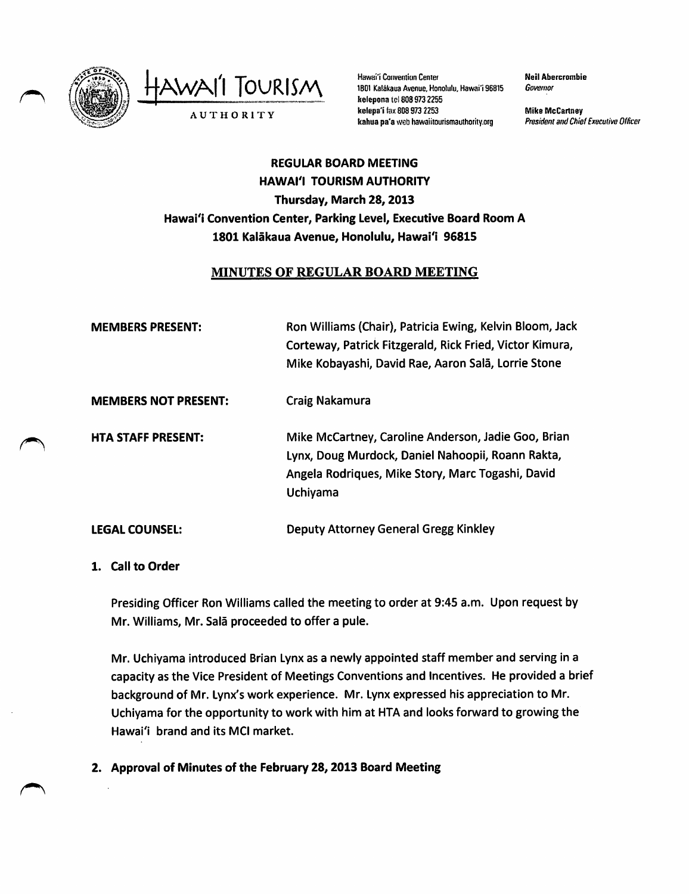HAWAI'I TOURISM AUTHORITY

Hawai'i Convention Center
1801 Kalākaua Avenue, Honolulu, Hawai'i 96815
kelepona tel 808 973 2255
kelepa'i fax 808 973 2253
kahua pa'a web hawaiitourismauthority.org

Neil Abercrombie
*Governor*

Mike McCartney
*President and Chief Executive Officer*

**REGULAR BOARD MEETING**
**HAWAI'I TOURISM AUTHORITY**
**Thursday, March 28, 2013**
**Hawai'i Convention Center, Parking Level, Executive Board Room A**
**1801 Kalākaua Avenue, Honolulu, Hawai'i 96815**

## MINUTES OF REGULAR BOARD MEETING

**MEMBERS PRESENT:** Ron Williams (Chair), Patricia Ewing, Kelvin Bloom, Jack Corteway, Patrick Fitzgerald, Rick Fried, Victor Kimura, Mike Kobayashi, David Rae, Aaron Salā, Lorrie Stone

**MEMBERS NOT PRESENT:** Craig Nakamura

**HTA STAFF PRESENT:** Mike McCartney, Caroline Anderson, Jadie Goo, Brian Lynx, Doug Murdock, Daniel Nahoopii, Roann Rakta, Angela Rodriques, Mike Story, Marc Togashi, David Uchiyama

**LEGAL COUNSEL:** Deputy Attorney General Gregg Kinkley

**1. Call to Order**

Presiding Officer Ron Williams called the meeting to order at 9:45 a.m. Upon request by Mr. Williams, Mr. Salā proceeded to offer a pule.

Mr. Uchiyama introduced Brian Lynx as a newly appointed staff member and serving in a capacity as the Vice President of Meetings Conventions and Incentives. He provided a brief background of Mr. Lynx's work experience. Mr. Lynx expressed his appreciation to Mr. Uchiyama for the opportunity to work with him at HTA and looks forward to growing the Hawai'i brand and its MCI market.

**2. Approval of Minutes of the February 28, 2013 Board Meeting**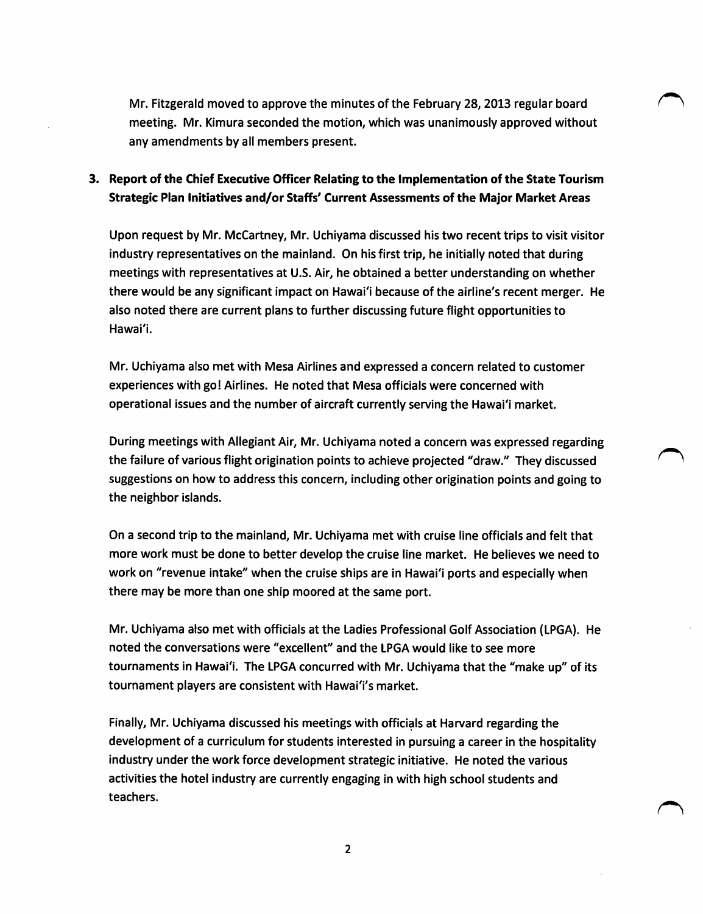Mr. Fitzgerald moved to approve the minutes of the February 28, 2013 regular board meeting. Mr. Kimura seconded the motion, which was unanimously approved without any amendments by all members present.

**3. Report of the Chief Executive Officer Relating to the Implementation of the State Tourism Strategic Plan Initiatives and/or Staffs' Current Assessments of the Major Market Areas**

Upon request by Mr. McCartney, Mr. Uchiyama discussed his two recent trips to visit visitor industry representatives on the mainland. On his first trip, he initially noted that during meetings with representatives at U.S. Air, he obtained a better understanding on whether there would be any significant impact on Hawai'i because of the airline's recent merger. He also noted there are current plans to further discussing future flight opportunities to Hawai'i.

Mr. Uchiyama also met with Mesa Airlines and expressed a concern related to customer experiences with go! Airlines. He noted that Mesa officials were concerned with operational issues and the number of aircraft currently serving the Hawai'i market.

During meetings with Allegiant Air, Mr. Uchiyama noted a concern was expressed regarding the failure of various flight origination points to achieve projected "draw." They discussed suggestions on how to address this concern, including other origination points and going to the neighbor islands.

On a second trip to the mainland, Mr. Uchiyama met with cruise line officials and felt that more work must be done to better develop the cruise line market. He believes we need to work on "revenue intake" when the cruise ships are in Hawai'i ports and especially when there may be more than one ship moored at the same port.

Mr. Uchiyama also met with officials at the Ladies Professional Golf Association (LPGA). He noted the conversations were "excellent" and the LPGA would like to see more tournaments in Hawai'i. The LPGA concurred with Mr. Uchiyama that the "make up" of its tournament players are consistent with Hawai'i's market.

Finally, Mr. Uchiyama discussed his meetings with officials at Harvard regarding the development of a curriculum for students interested in pursuing a career in the hospitality industry under the work force development strategic initiative. He noted the various activities the hotel industry are currently engaging in with high school students and teachers.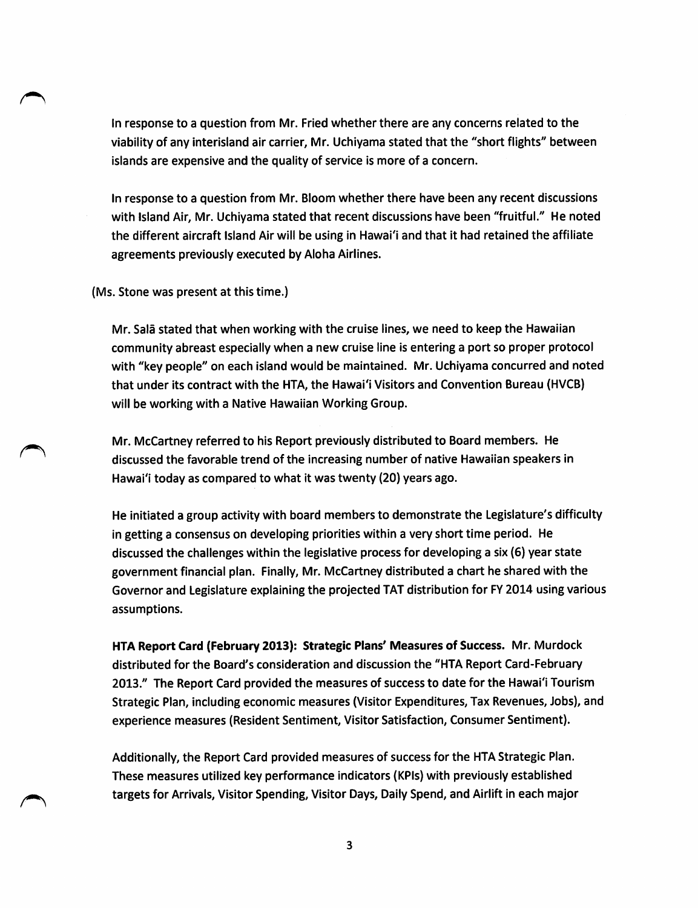In response to a question from Mr. Fried whether there are any concerns related to the viability of any interisland air carrier, Mr. Uchiyama stated that the "short flights" between islands are expensive and the quality of service is more of a concern.

In response to a question from Mr. Bloom whether there have been any recent discussions with Island Air, Mr. Uchiyama stated that recent discussions have been "fruitful." He noted the different aircraft Island Air will be using in Hawai'i and that it had retained the affiliate agreements previously executed by Aloha Airlines.

(Ms. Stone was present at this time.)

Mr. Salā stated that when working with the cruise lines, we need to keep the Hawaiian community abreast especially when a new cruise line is entering a port so proper protocol with "key people" on each island would be maintained. Mr. Uchiyama concurred and noted that under its contract with the HTA, the Hawai'i Visitors and Convention Bureau (HVCB) will be working with a Native Hawaiian Working Group.

Mr. McCartney referred to his Report previously distributed to Board members. He discussed the favorable trend of the increasing number of native Hawaiian speakers in Hawai'i today as compared to what it was twenty (20) years ago.

He initiated a group activity with board members to demonstrate the Legislature's difficulty in getting a consensus on developing priorities within a very short time period. He discussed the challenges within the legislative process for developing a six (6) year state government financial plan. Finally, Mr. McCartney distributed a chart he shared with the Governor and Legislature explaining the projected TAT distribution for FY 2014 using various assumptions.

**HTA Report Card (February 2013): Strategic Plans' Measures of Success.** Mr. Murdock distributed for the Board's consideration and discussion the "HTA Report Card-February 2013." The Report Card provided the measures of success to date for the Hawai'i Tourism Strategic Plan, including economic measures (Visitor Expenditures, Tax Revenues, Jobs), and experience measures (Resident Sentiment, Visitor Satisfaction, Consumer Sentiment).

Additionally, the Report Card provided measures of success for the HTA Strategic Plan. These measures utilized key performance indicators (KPIs) with previously established targets for Arrivals, Visitor Spending, Visitor Days, Daily Spend, and Airlift in each major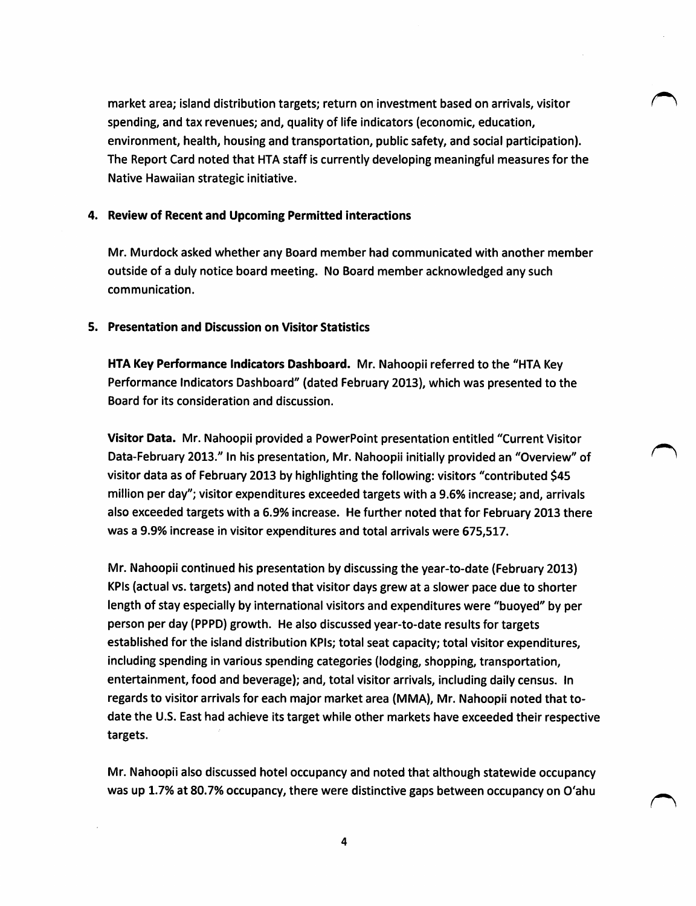market area; island distribution targets; return on investment based on arrivals, visitor spending, and tax revenues; and, quality of life indicators (economic, education, environment, health, housing and transportation, public safety, and social participation). The Report Card noted that HTA staff is currently developing meaningful measures for the Native Hawaiian strategic initiative.

**4. Review of Recent and Upcoming Permitted interactions**

Mr. Murdock asked whether any Board member had communicated with another member outside of a duly notice board meeting. No Board member acknowledged any such communication.

**5. Presentation and Discussion on Visitor Statistics**

**HTA Key Performance Indicators Dashboard.** Mr. Nahoopii referred to the "HTA Key Performance Indicators Dashboard" (dated February 2013), which was presented to the Board for its consideration and discussion.

**Visitor Data.** Mr. Nahoopii provided a PowerPoint presentation entitled "Current Visitor Data-February 2013." In his presentation, Mr. Nahoopii initially provided an "Overview" of visitor data as of February 2013 by highlighting the following: visitors "contributed $45 million per day"; visitor expenditures exceeded targets with a 9.6% increase; and, arrivals also exceeded targets with a 6.9% increase. He further noted that for February 2013 there was a 9.9% increase in visitor expenditures and total arrivals were 675,517.

Mr. Nahoopii continued his presentation by discussing the year-to-date (February 2013) KPIs (actual vs. targets) and noted that visitor days grew at a slower pace due to shorter length of stay especially by international visitors and expenditures were "buoyed" by per person per day (PPPD) growth. He also discussed year-to-date results for targets established for the island distribution KPIs; total seat capacity; total visitor expenditures, including spending in various spending categories (lodging, shopping, transportation, entertainment, food and beverage); and, total visitor arrivals, including daily census. In regards to visitor arrivals for each major market area (MMA), Mr. Nahoopii noted that to-date the U.S. East had achieve its target while other markets have exceeded their respective targets.

Mr. Nahoopii also discussed hotel occupancy and noted that although statewide occupancy was up 1.7% at 80.7% occupancy, there were distinctive gaps between occupancy on O'ahu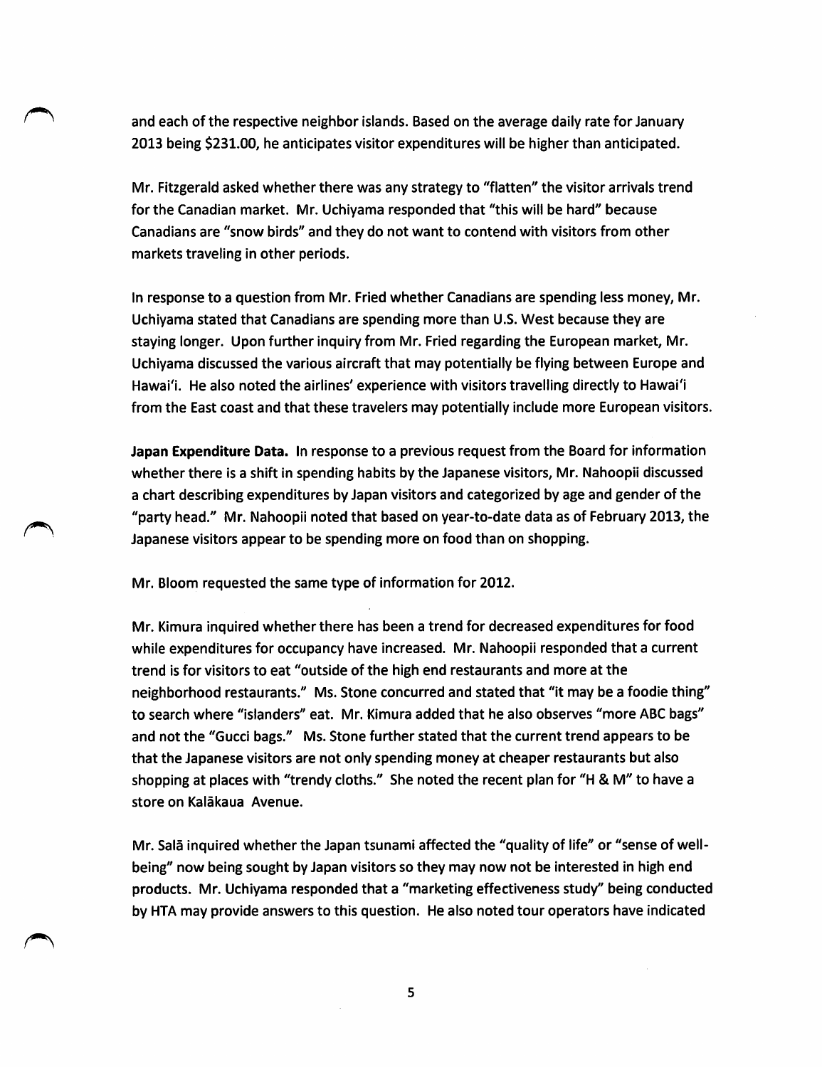and each of the respective neighbor islands. Based on the average daily rate for January 2013 being $231.00, he anticipates visitor expenditures will be higher than anticipated.

Mr. Fitzgerald asked whether there was any strategy to "flatten" the visitor arrivals trend for the Canadian market. Mr. Uchiyama responded that "this will be hard" because Canadians are "snow birds" and they do not want to contend with visitors from other markets traveling in other periods.

In response to a question from Mr. Fried whether Canadians are spending less money, Mr. Uchiyama stated that Canadians are spending more than U.S. West because they are staying longer. Upon further inquiry from Mr. Fried regarding the European market, Mr. Uchiyama discussed the various aircraft that may potentially be flying between Europe and Hawai'i. He also noted the airlines' experience with visitors travelling directly to Hawai'i from the East coast and that these travelers may potentially include more European visitors.

**Japan Expenditure Data.** In response to a previous request from the Board for information whether there is a shift in spending habits by the Japanese visitors, Mr. Nahoopii discussed a chart describing expenditures by Japan visitors and categorized by age and gender of the "party head." Mr. Nahoopii noted that based on year-to-date data as of February 2013, the Japanese visitors appear to be spending more on food than on shopping.

Mr. Bloom requested the same type of information for 2012.

Mr. Kimura inquired whether there has been a trend for decreased expenditures for food while expenditures for occupancy have increased. Mr. Nahoopii responded that a current trend is for visitors to eat "outside of the high end restaurants and more at the neighborhood restaurants." Ms. Stone concurred and stated that "it may be a foodie thing" to search where "islanders" eat. Mr. Kimura added that he also observes "more ABC bags" and not the "Gucci bags." Ms. Stone further stated that the current trend appears to be that the Japanese visitors are not only spending money at cheaper restaurants but also shopping at places with "trendy cloths." She noted the recent plan for "H & M" to have a store on Kalākaua Avenue.

Mr. Salā inquired whether the Japan tsunami affected the "quality of life" or "sense of well-being" now being sought by Japan visitors so they may now not be interested in high end products. Mr. Uchiyama responded that a "marketing effectiveness study" being conducted by HTA may provide answers to this question. He also noted tour operators have indicated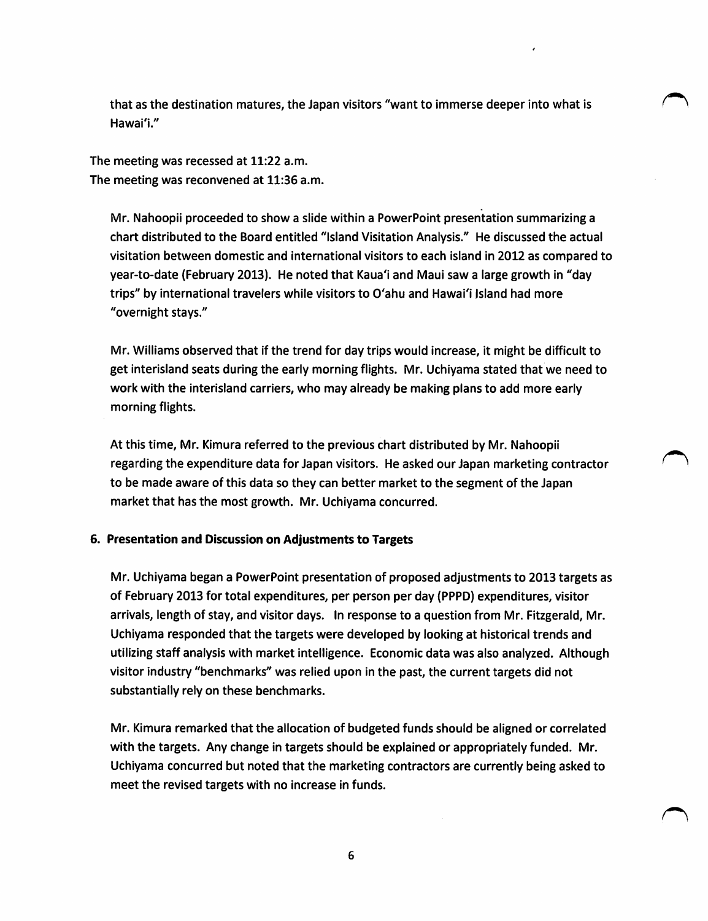that as the destination matures, the Japan visitors "want to immerse deeper into what is Hawai'i."

The meeting was recessed at 11:22 a.m.
The meeting was reconvened at 11:36 a.m.

Mr. Nahoopii proceeded to show a slide within a PowerPoint presentation summarizing a chart distributed to the Board entitled "Island Visitation Analysis." He discussed the actual visitation between domestic and international visitors to each island in 2012 as compared to year-to-date (February 2013). He noted that Kaua'i and Maui saw a large growth in "day trips" by international travelers while visitors to O'ahu and Hawai'i Island had more "overnight stays."

Mr. Williams observed that if the trend for day trips would increase, it might be difficult to get interisland seats during the early morning flights. Mr. Uchiyama stated that we need to work with the interisland carriers, who may already be making plans to add more early morning flights.

At this time, Mr. Kimura referred to the previous chart distributed by Mr. Nahoopii regarding the expenditure data for Japan visitors. He asked our Japan marketing contractor to be made aware of this data so they can better market to the segment of the Japan market that has the most growth. Mr. Uchiyama concurred.

## 6. Presentation and Discussion on Adjustments to Targets

Mr. Uchiyama began a PowerPoint presentation of proposed adjustments to 2013 targets as of February 2013 for total expenditures, per person per day (PPPD) expenditures, visitor arrivals, length of stay, and visitor days. In response to a question from Mr. Fitzgerald, Mr. Uchiyama responded that the targets were developed by looking at historical trends and utilizing staff analysis with market intelligence. Economic data was also analyzed. Although visitor industry "benchmarks" was relied upon in the past, the current targets did not substantially rely on these benchmarks.

Mr. Kimura remarked that the allocation of budgeted funds should be aligned or correlated with the targets. Any change in targets should be explained or appropriately funded. Mr. Uchiyama concurred but noted that the marketing contractors are currently being asked to meet the revised targets with no increase in funds.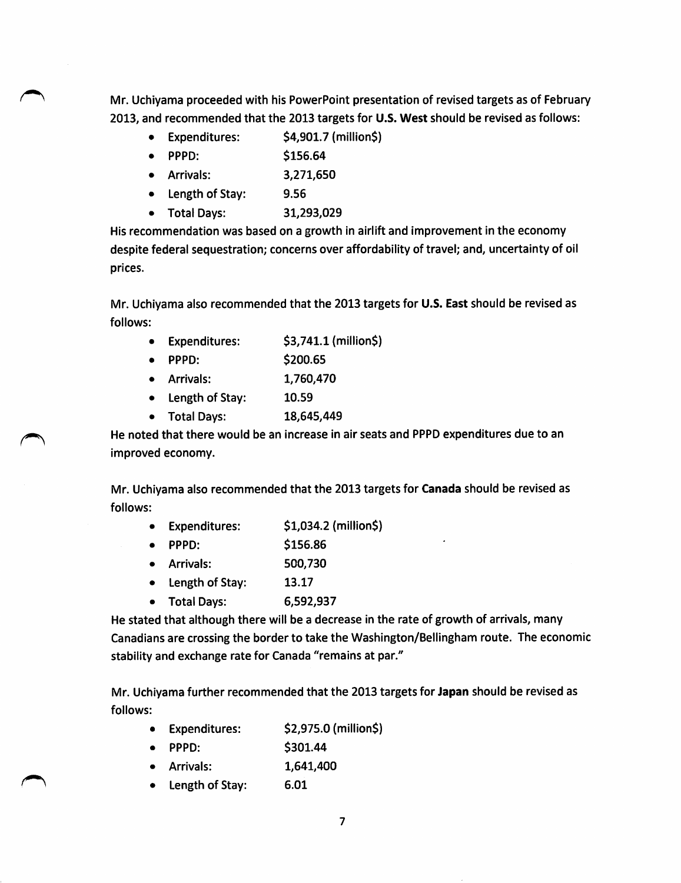Mr. Uchiyama proceeded with his PowerPoint presentation of revised targets as of February 2013, and recommended that the 2013 targets for **U.S. West** should be revised as follows:

- Expenditures: $4,901.7 (million$)
- PPPD: $156.64
- Arrivals: 3,271,650
- Length of Stay: 9.56
- Total Days: 31,293,029

His recommendation was based on a growth in airlift and improvement in the economy despite federal sequestration; concerns over affordability of travel; and, uncertainty of oil prices.

Mr. Uchiyama also recommended that the 2013 targets for **U.S. East** should be revised as follows:

- Expenditures: $3,741.1 (million$)
- PPPD: $200.65
- Arrivals: 1,760,470
- Length of Stay: 10.59
- Total Days: 18,645,449

He noted that there would be an increase in air seats and PPPD expenditures due to an improved economy.

Mr. Uchiyama also recommended that the 2013 targets for **Canada** should be revised as follows:

- Expenditures: $1,034.2 (million$)
- PPPD: $156.86
- Arrivals: 500,730
- Length of Stay: 13.17
- Total Days: 6,592,937

He stated that although there will be a decrease in the rate of growth of arrivals, many Canadians are crossing the border to take the Washington/Bellingham route. The economic stability and exchange rate for Canada "remains at par."

Mr. Uchiyama further recommended that the 2013 targets for **Japan** should be revised as follows:

- Expenditures: $2,975.0 (million$)
- PPPD: $301.44
- Arrivals: 1,641,400
- Length of Stay: 6.01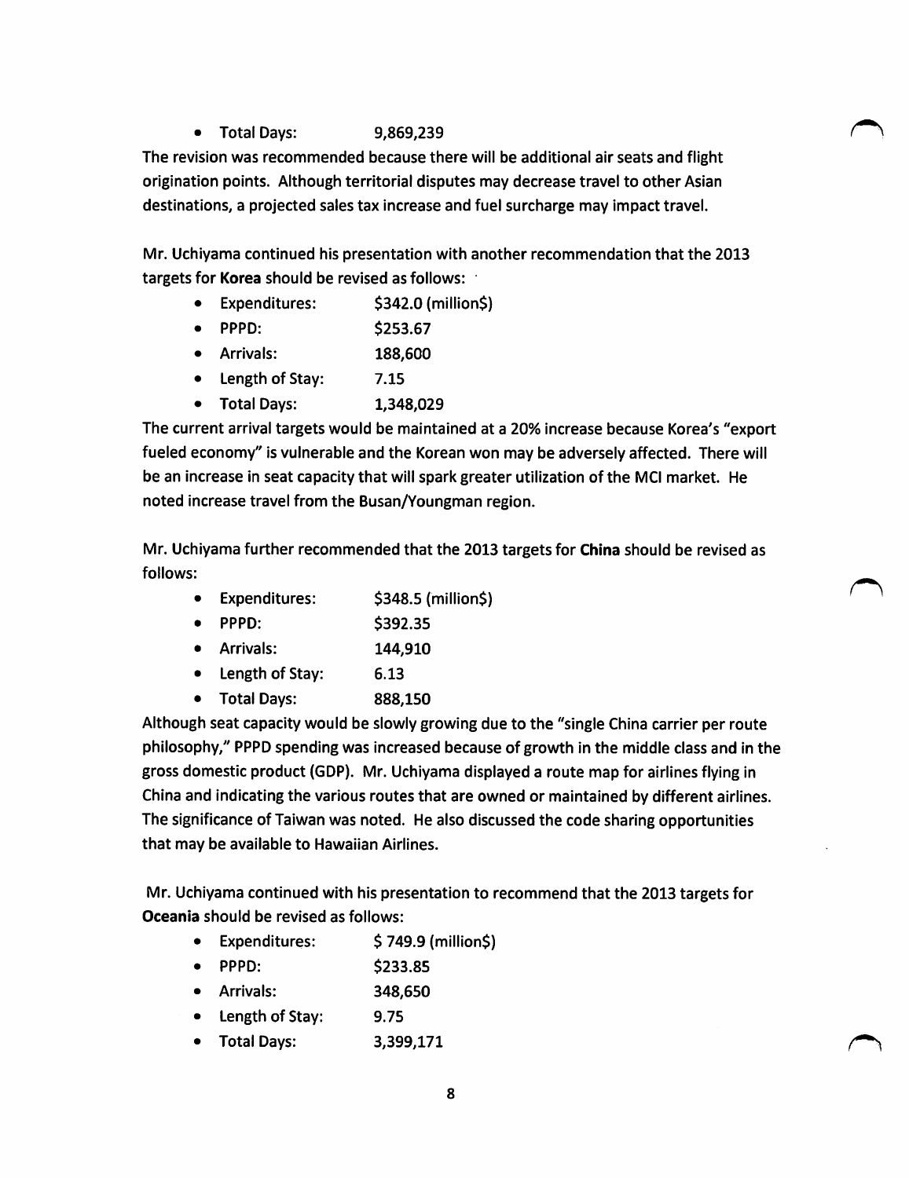- Total Days: 9,869,239

The revision was recommended because there will be additional air seats and flight origination points. Although territorial disputes may decrease travel to other Asian destinations, a projected sales tax increase and fuel surcharge may impact travel.

Mr. Uchiyama continued his presentation with another recommendation that the 2013 targets for **Korea** should be revised as follows:

- Expenditures: $342.0 (million$)
- PPPD: $253.67
- Arrivals: 188,600
- Length of Stay: 7.15
- Total Days: 1,348,029

The current arrival targets would be maintained at a 20% increase because Korea's "export fueled economy" is vulnerable and the Korean won may be adversely affected. There will be an increase in seat capacity that will spark greater utilization of the MCI market. He noted increase travel from the Busan/Youngman region.

Mr. Uchiyama further recommended that the 2013 targets for **China** should be revised as follows:

- Expenditures: $348.5 (million$)
- PPPD: $392.35
- Arrivals: 144,910
- Length of Stay: 6.13
- Total Days: 888,150

Although seat capacity would be slowly growing due to the "single China carrier per route philosophy," PPPD spending was increased because of growth in the middle class and in the gross domestic product (GDP). Mr. Uchiyama displayed a route map for airlines flying in China and indicating the various routes that are owned or maintained by different airlines. The significance of Taiwan was noted. He also discussed the code sharing opportunities that may be available to Hawaiian Airlines.

Mr. Uchiyama continued with his presentation to recommend that the 2013 targets for **Oceania** should be revised as follows:

- Expenditures: $ 749.9 (million$)
- PPPD: $233.85
- Arrivals: 348,650
- Length of Stay: 9.75
- Total Days: 3,399,171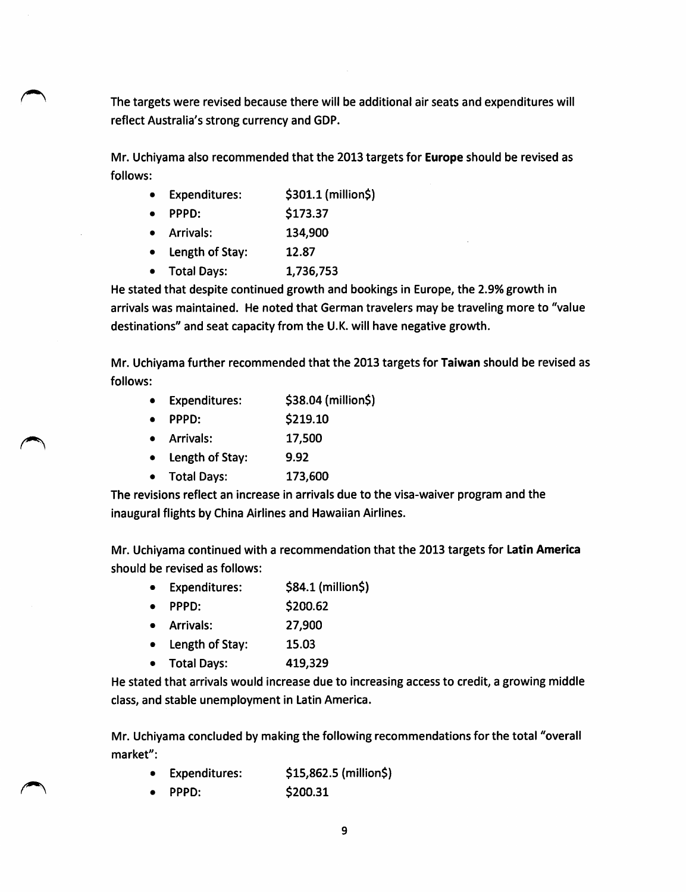The targets were revised because there will be additional air seats and expenditures will reflect Australia's strong currency and GDP.

Mr. Uchiyama also recommended that the 2013 targets for **Europe** should be revised as follows:

- Expenditures: $301.1 (million$)
- PPPD: $173.37
- Arrivals: 134,900
- Length of Stay: 12.87
- Total Days: 1,736,753

He stated that despite continued growth and bookings in Europe, the 2.9% growth in arrivals was maintained. He noted that German travelers may be traveling more to "value destinations" and seat capacity from the U.K. will have negative growth.

Mr. Uchiyama further recommended that the 2013 targets for **Taiwan** should be revised as follows:

- Expenditures: $38.04 (million$)
- PPPD: $219.10
- Arrivals: 17,500
- Length of Stay: 9.92
- Total Days: 173,600

The revisions reflect an increase in arrivals due to the visa-waiver program and the inaugural flights by China Airlines and Hawaiian Airlines.

Mr. Uchiyama continued with a recommendation that the 2013 targets for **Latin America** should be revised as follows:

- Expenditures: $84.1 (million$)
- PPPD: $200.62
- Arrivals: 27,900
- Length of Stay: 15.03
- Total Days: 419,329

He stated that arrivals would increase due to increasing access to credit, a growing middle class, and stable unemployment in Latin America.

Mr. Uchiyama concluded by making the following recommendations for the total "overall market":

- Expenditures: $15,862.5 (million$)
- PPPD: $200.31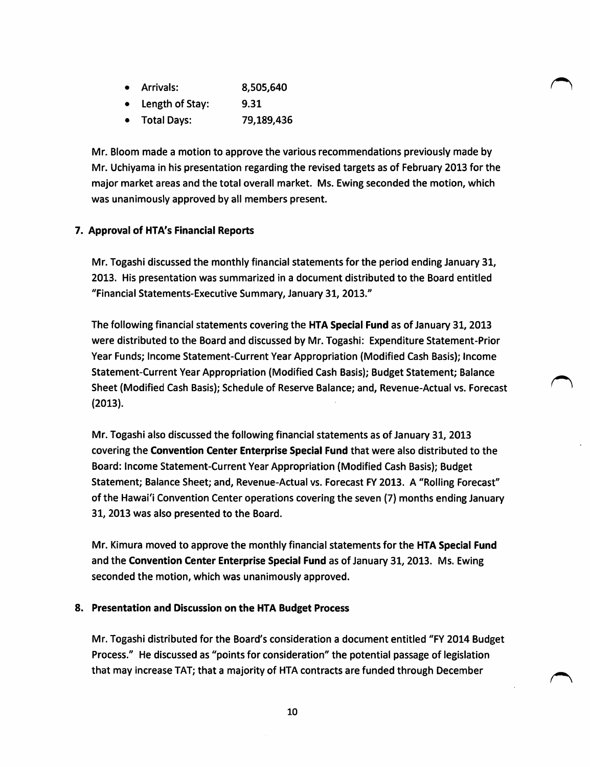- Arrivals: 8,505,640
- Length of Stay: 9.31
- Total Days: 79,189,436

Mr. Bloom made a motion to approve the various recommendations previously made by Mr. Uchiyama in his presentation regarding the revised targets as of February 2013 for the major market areas and the total overall market. Ms. Ewing seconded the motion, which was unanimously approved by all members present.

**7. Approval of HTA's Financial Reports**

Mr. Togashi discussed the monthly financial statements for the period ending January 31, 2013. His presentation was summarized in a document distributed to the Board entitled "Financial Statements-Executive Summary, January 31, 2013."

The following financial statements covering the **HTA Special Fund** as of January 31, 2013 were distributed to the Board and discussed by Mr. Togashi: Expenditure Statement-Prior Year Funds; Income Statement-Current Year Appropriation (Modified Cash Basis); Income Statement-Current Year Appropriation (Modified Cash Basis); Budget Statement; Balance Sheet (Modified Cash Basis); Schedule of Reserve Balance; and, Revenue-Actual vs. Forecast (2013).

Mr. Togashi also discussed the following financial statements as of January 31, 2013 covering the **Convention Center Enterprise Special Fund** that were also distributed to the Board: Income Statement-Current Year Appropriation (Modified Cash Basis); Budget Statement; Balance Sheet; and, Revenue-Actual vs. Forecast FY 2013. A "Rolling Forecast" of the Hawai'i Convention Center operations covering the seven (7) months ending January 31, 2013 was also presented to the Board.

Mr. Kimura moved to approve the monthly financial statements for the **HTA Special Fund** and the **Convention Center Enterprise Special Fund** as of January 31, 2013. Ms. Ewing seconded the motion, which was unanimously approved.

**8. Presentation and Discussion on the HTA Budget Process**

Mr. Togashi distributed for the Board's consideration a document entitled "FY 2014 Budget Process." He discussed as "points for consideration" the potential passage of legislation that may increase TAT; that a majority of HTA contracts are funded through December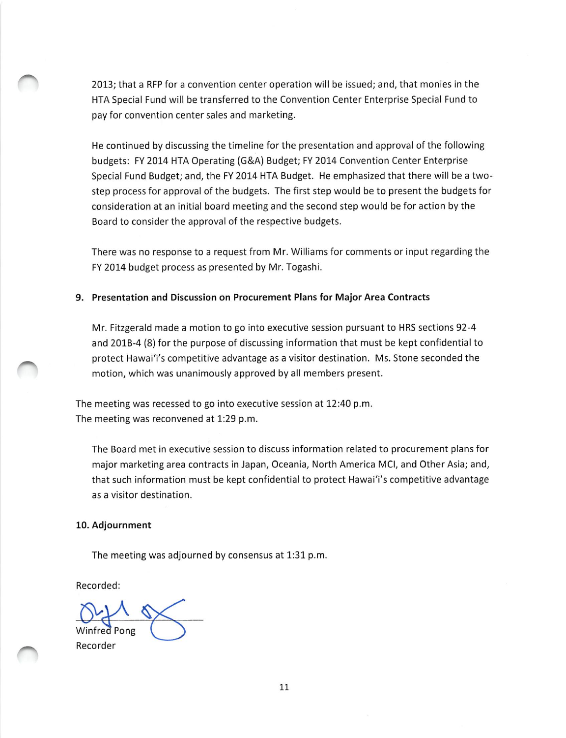2013; that a RFP for a convention center operation will be issued; and, that monies in the HTA Special Fund will be transferred to the Convention Center Enterprise Special Fund to pay for convention center sales and marketing.

He continued by discussing the timeline for the presentation and approval of the following budgets: FY 2014 HTA Operating (G&A) Budget; FY 2014 Convention Center Enterprise Special Fund Budget; and, the FY 2014 HTA Budget. He emphasized that there will be a two-step process for approval of the budgets. The first step would be to present the budgets for consideration at an initial board meeting and the second step would be for action by the Board to consider the approval of the respective budgets.

There was no response to a request from Mr. Williams for comments or input regarding the FY 2014 budget process as presented by Mr. Togashi.

**9. Presentation and Discussion on Procurement Plans for Major Area Contracts**

Mr. Fitzgerald made a motion to go into executive session pursuant to HRS sections 92-4 and 201B-4 (8) for the purpose of discussing information that must be kept confidential to protect Hawai'i's competitive advantage as a visitor destination. Ms. Stone seconded the motion, which was unanimously approved by all members present.

The meeting was recessed to go into executive session at 12:40 p.m.
The meeting was reconvened at 1:29 p.m.

The Board met in executive session to discuss information related to procurement plans for major marketing area contracts in Japan, Oceania, North America MCI, and Other Asia; and, that such information must be kept confidential to protect Hawai'i's competitive advantage as a visitor destination.

**10. Adjournment**

The meeting was adjourned by consensus at 1:31 p.m.

Recorded:

Winfred Pong
Recorder